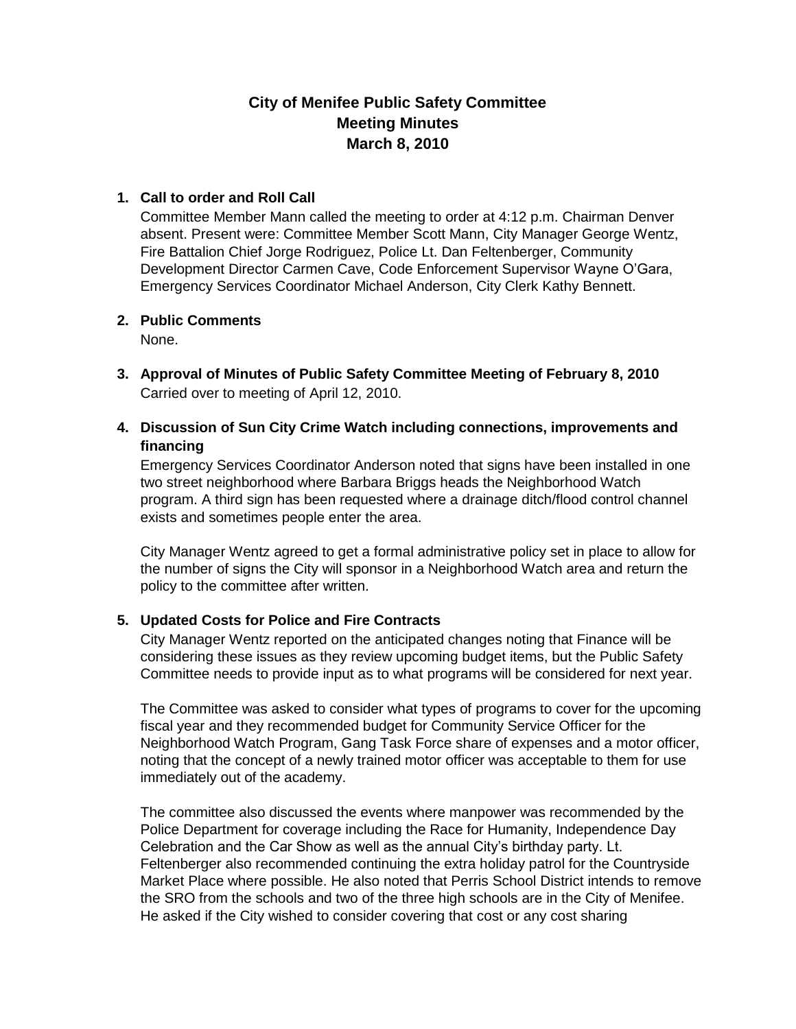# City of Menifee Public Safety Committee
## Meeting Minutes
## March 8, 2010

1. **Call to order and Roll Call**

   Committee Member Mann called the meeting to order at 4:12 p.m. Chairman Denver absent. Present were: Committee Member Scott Mann, City Manager George Wentz, Fire Battalion Chief Jorge Rodriguez, Police Lt. Dan Feltenberger, Community Development Director Carmen Cave, Code Enforcement Supervisor Wayne O'Gara, Emergency Services Coordinator Michael Anderson, City Clerk Kathy Bennett.

2. **Public Comments**

   None.

3. **Approval of Minutes of Public Safety Committee Meeting of February 8, 2010**

   Carried over to meeting of April 12, 2010.

4. **Discussion of Sun City Crime Watch including connections, improvements and financing**

   Emergency Services Coordinator Anderson noted that signs have been installed in one two street neighborhood where Barbara Briggs heads the Neighborhood Watch program. A third sign has been requested where a drainage ditch/flood control channel exists and sometimes people enter the area.

   City Manager Wentz agreed to get a formal administrative policy set in place to allow for the number of signs the City will sponsor in a Neighborhood Watch area and return the policy to the committee after written.

5. **Updated Costs for Police and Fire Contracts**

   City Manager Wentz reported on the anticipated changes noting that Finance will be considering these issues as they review upcoming budget items, but the Public Safety Committee needs to provide input as to what programs will be considered for next year.

   The Committee was asked to consider what types of programs to cover for the upcoming fiscal year and they recommended budget for Community Service Officer for the Neighborhood Watch Program, Gang Task Force share of expenses and a motor officer, noting that the concept of a newly trained motor officer was acceptable to them for use immediately out of the academy.

   The committee also discussed the events where manpower was recommended by the Police Department for coverage including the Race for Humanity, Independence Day Celebration and the Car Show as well as the annual City's birthday party. Lt. Feltenberger also recommended continuing the extra holiday patrol for the Countryside Market Place where possible. He also noted that Perris School District intends to remove the SRO from the schools and two of the three high schools are in the City of Menifee. He asked if the City wished to consider covering that cost or any cost sharing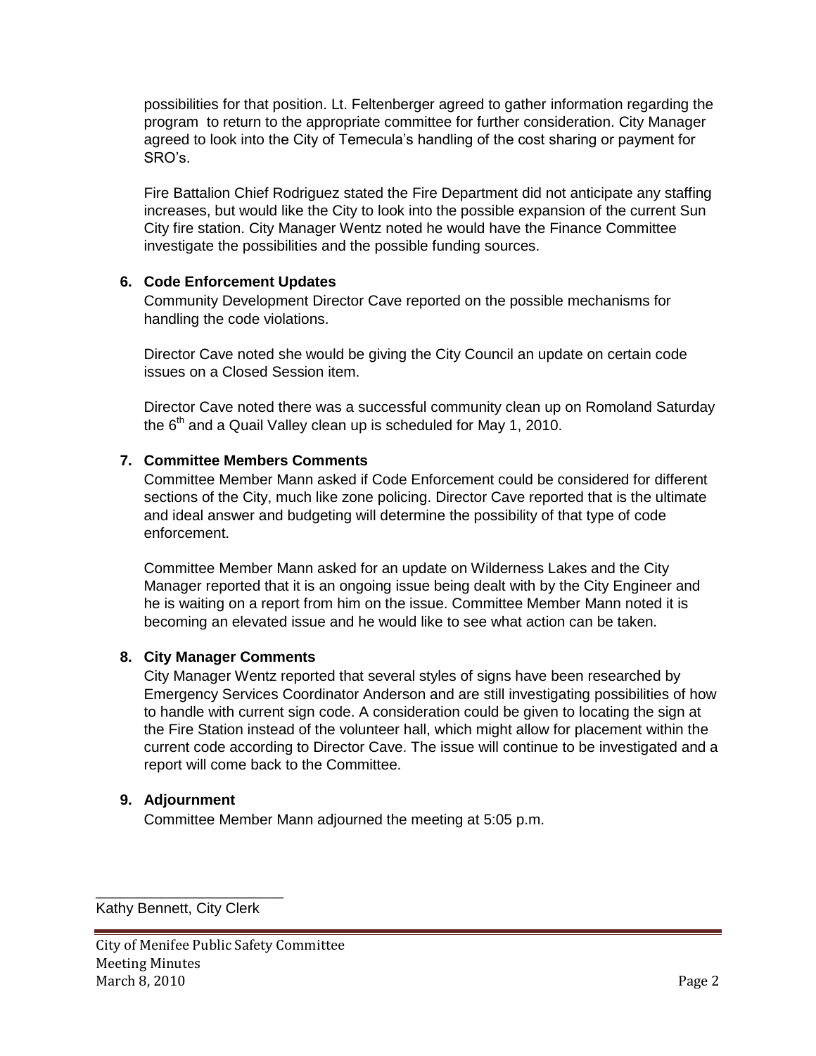possibilities for that position. Lt. Feltenberger agreed to gather information regarding the program to return to the appropriate committee for further consideration. City Manager agreed to look into the City of Temecula's handling of the cost sharing or payment for SRO's.

Fire Battalion Chief Rodriguez stated the Fire Department did not anticipate any staffing increases, but would like the City to look into the possible expansion of the current Sun City fire station. City Manager Wentz noted he would have the Finance Committee investigate the possibilities and the possible funding sources.

**6. Code Enforcement Updates**

Community Development Director Cave reported on the possible mechanisms for handling the code violations.

Director Cave noted she would be giving the City Council an update on certain code issues on a Closed Session item.

Director Cave noted there was a successful community clean up on Romoland Saturday the 6th and a Quail Valley clean up is scheduled for May 1, 2010.

**7. Committee Members Comments**

Committee Member Mann asked if Code Enforcement could be considered for different sections of the City, much like zone policing. Director Cave reported that is the ultimate and ideal answer and budgeting will determine the possibility of that type of code enforcement.

Committee Member Mann asked for an update on Wilderness Lakes and the City Manager reported that it is an ongoing issue being dealt with by the City Engineer and he is waiting on a report from him on the issue. Committee Member Mann noted it is becoming an elevated issue and he would like to see what action can be taken.

**8. City Manager Comments**

City Manager Wentz reported that several styles of signs have been researched by Emergency Services Coordinator Anderson and are still investigating possibilities of how to handle with current sign code. A consideration could be given to locating the sign at the Fire Station instead of the volunteer hall, which might allow for placement within the current code according to Director Cave. The issue will continue to be investigated and a report will come back to the Committee.

**9. Adjournment**

Committee Member Mann adjourned the meeting at 5:05 p.m.

\_\_\_\_\_\_\_\_\_\_\_\_\_\_\_\_\_\_\_\_\_\_\_\_

Kathy Bennett, City Clerk